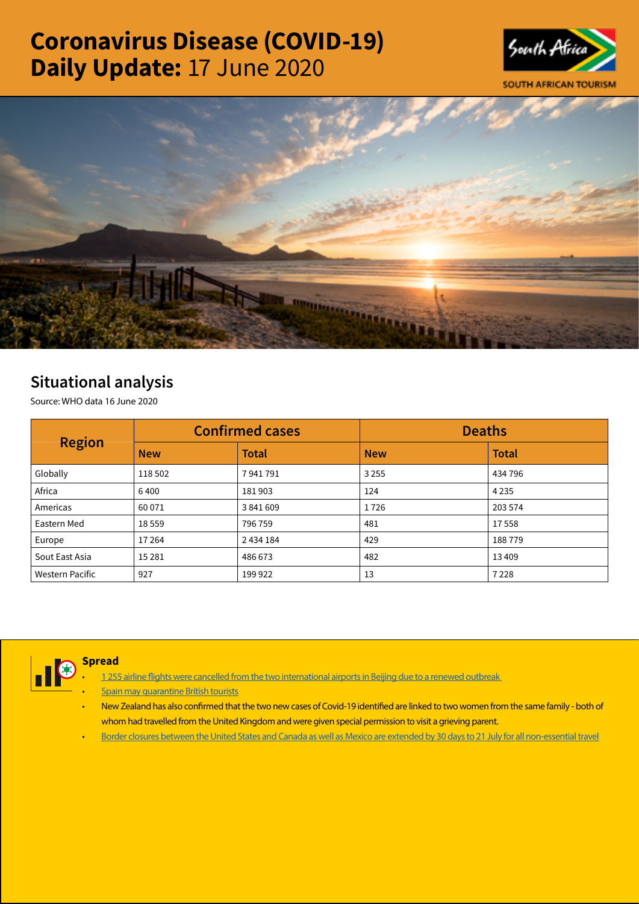# Coronavirus Disease (COVID-19) Daily Update: 17 June 2020

SOUTH AFRICAN TOURISM

## Situational analysis

Source: WHO data 16 June 2020

| Region | Confirmed cases | | Deaths | |
|---|---|---|---|---|
| | New | Total | New | Total |
| Globally | 118 502 | 7 941 791 | 3 255 | 434 796 |
| Africa | 6 400 | 181 903 | 124 | 4 235 |
| Americas | 60 071 | 3 841 609 | 1 726 | 203 574 |
| Eastern Med | 18 559 | 796 759 | 481 | 17 558 |
| Europe | 17 264 | 2 434 184 | 429 | 188 779 |
| Sout East Asia | 15 281 | 486 673 | 482 | 13 409 |
| Western Pacific | 927 | 199 922 | 13 | 7 228 |

### Spread

- 1 255 airline flights were cancelled from the two international airports in Beijing due to a renewed outbreak
- Spain may quarantine British tourists
- New Zealand has also confirmed that the two new cases of Covid-19 identified are linked to two women from the same family - both of whom had travelled from the United Kingdom and were given special permission to visit a grieving parent.
- Border closures between the United States and Canada as well as Mexico are extended by 30 days to 21 July for all non-essential travel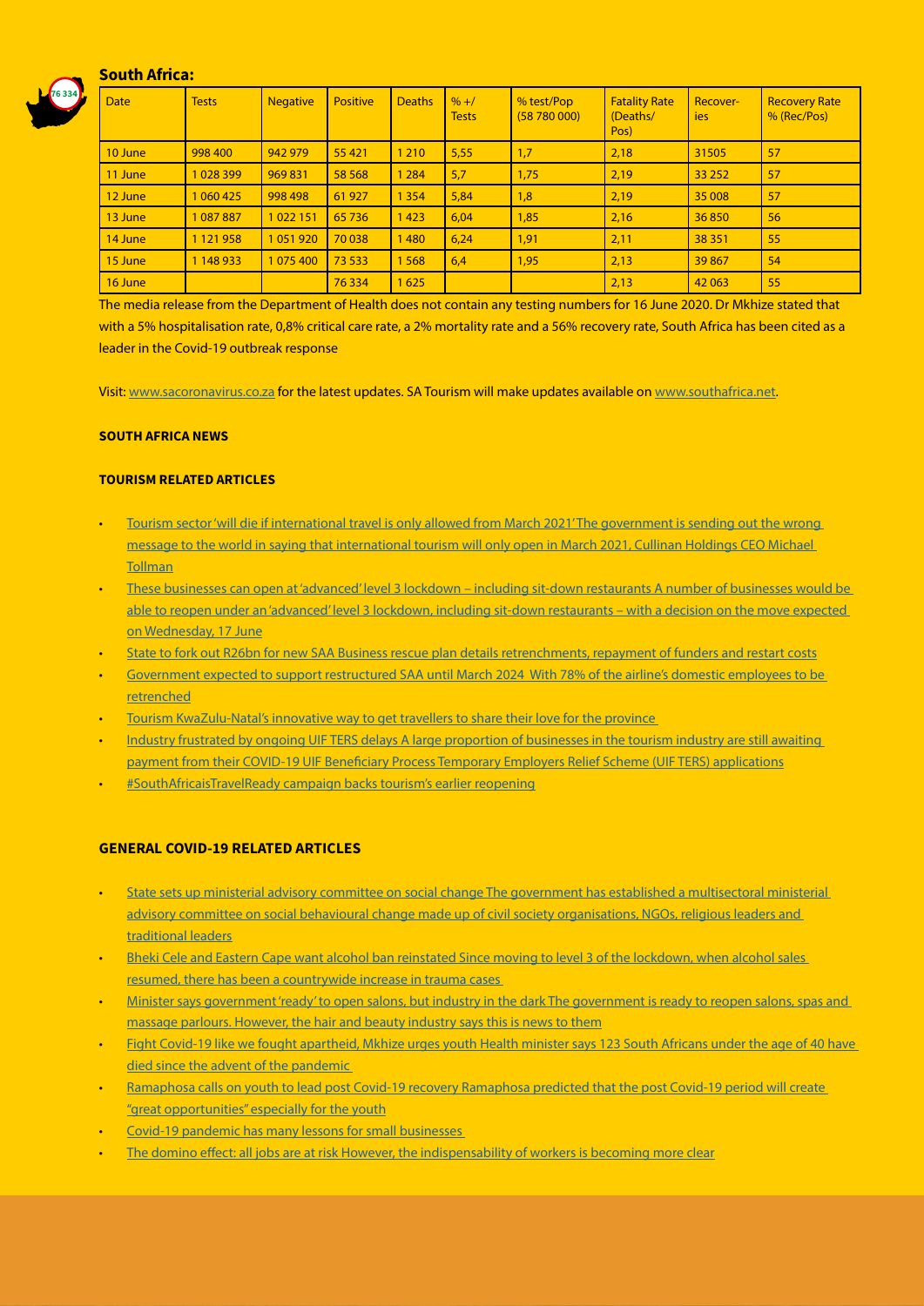## South Africa:

| Date | Tests | Negative | Positive | Deaths | % +/ Tests | % test/Pop (58 780 000) | Fatality Rate (Deaths/ Pos) | Recover-ies | Recovery Rate % (Rec/Pos) |
|---|---|---|---|---|---|---|---|---|---|
| 10 June | 998 400 | 942 979 | 55 421 | 1 210 | 5,55 | 1,7 | 2,18 | 31505 | 57 |
| 11 June | 1 028 399 | 969 831 | 58 568 | 1 284 | 5,7 | 1,75 | 2,19 | 33 252 | 57 |
| 12 June | 1 060 425 | 998 498 | 61 927 | 1 354 | 5,84 | 1,8 | 2,19 | 35 008 | 57 |
| 13 June | 1 087 887 | 1 022 151 | 65 736 | 1 423 | 6,04 | 1,85 | 2,16 | 36 850 | 56 |
| 14 June | 1 121 958 | 1 051 920 | 70 038 | 1 480 | 6,24 | 1,91 | 2,11 | 38 351 | 55 |
| 15 June | 1 148 933 | 1 075 400 | 73 533 | 1 568 | 6,4 | 1,95 | 2,13 | 39 867 | 54 |
| 16 June | | | 76 334 | 1 625 | | | 2,13 | 42 063 | 55 |

The media release from the Department of Health does not contain any testing numbers for 16 June 2020. Dr Mkhize stated that with a 5% hospitalisation rate, 0,8% critical care rate, a 2% mortality rate and a 56% recovery rate, South Africa has been cited as a leader in the Covid-19 outbreak response

Visit: www.sacoronavirus.co.za for the latest updates. SA Tourism will make updates available on www.southafrica.net.

**SOUTH AFRICA NEWS**

**TOURISM RELATED ARTICLES**

- Tourism sector 'will die if international travel is only allowed from March 2021' The government is sending out the wrong message to the world in saying that international tourism will only open in March 2021, Cullinan Holdings CEO Michael Tollman
- These businesses can open at 'advanced' level 3 lockdown – including sit-down restaurants A number of businesses would be able to reopen under an 'advanced' level 3 lockdown, including sit-down restaurants – with a decision on the move expected on Wednesday, 17 June
- State to fork out R26bn for new SAA Business rescue plan details retrenchments, repayment of funders and restart costs
- Government expected to support restructured SAA until March 2024 With 78% of the airline's domestic employees to be retrenched
- Tourism KwaZulu-Natal's innovative way to get travellers to share their love for the province
- Industry frustrated by ongoing UIF TERS delays A large proportion of businesses in the tourism industry are still awaiting payment from their COVID-19 UIF Beneficiary Process Temporary Employers Relief Scheme (UIF TERS) applications
- #SouthAfricaisTravelReady campaign backs tourism's earlier reopening

**GENERAL COVID-19 RELATED ARTICLES**

- State sets up ministerial advisory committee on social change The government has established a multisectoral ministerial advisory committee on social behavioural change made up of civil society organisations, NGOs, religious leaders and traditional leaders
- Bheki Cele and Eastern Cape want alcohol ban reinstated Since moving to level 3 of the lockdown, when alcohol sales resumed, there has been a countrywide increase in trauma cases
- Minister says government 'ready' to open salons, but industry in the dark The government is ready to reopen salons, spas and massage parlours. However, the hair and beauty industry says this is news to them
- Fight Covid-19 like we fought apartheid, Mkhize urges youth Health minister says 123 South Africans under the age of 40 have died since the advent of the pandemic
- Ramaphosa calls on youth to lead post Covid-19 recovery Ramaphosa predicted that the post Covid-19 period will create "great opportunities" especially for the youth
- Covid-19 pandemic has many lessons for small businesses
- The domino effect: all jobs are at risk However, the indispensability of workers is becoming more clear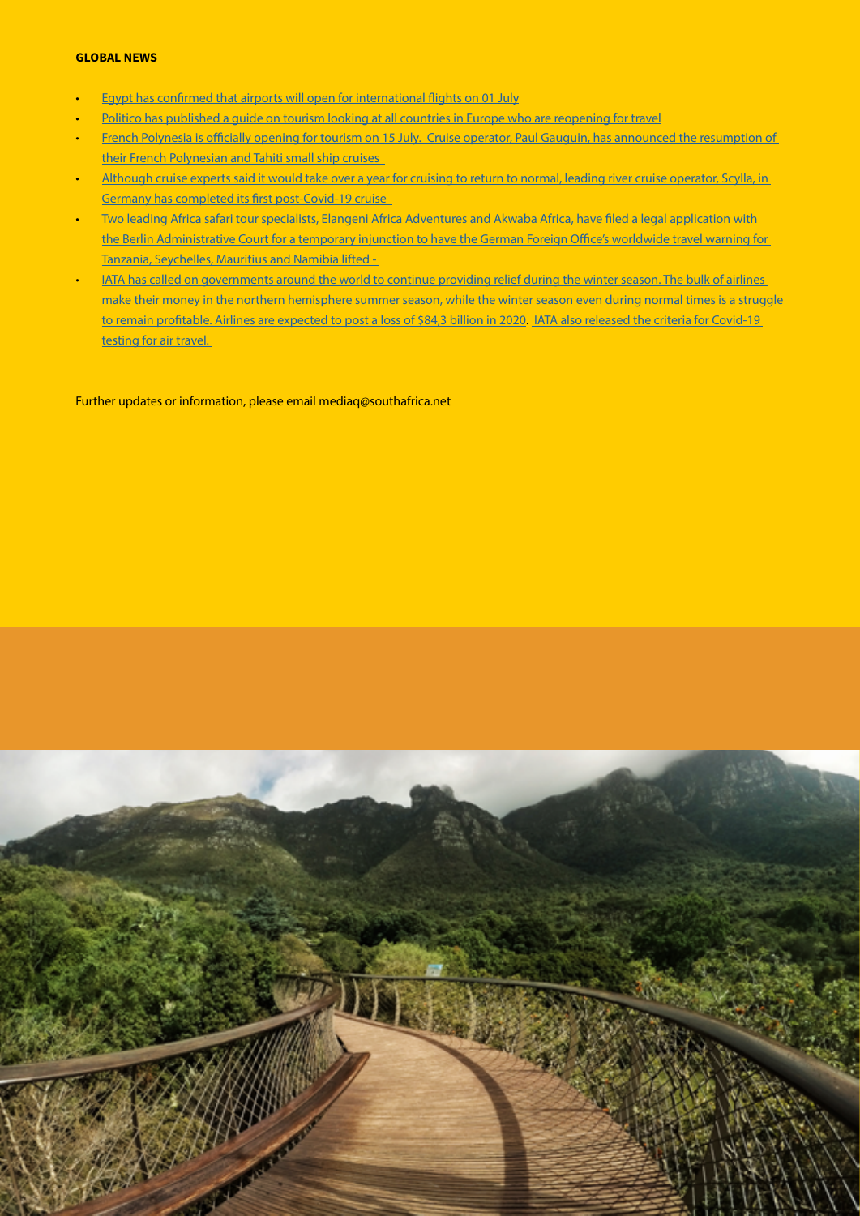**GLOBAL NEWS**

- Egypt has confirmed that airports will open for international flights on 01 July
- Politico has published a guide on tourism looking at all countries in Europe who are reopening for travel
- French Polynesia is officially opening for tourism on 15 July. Cruise operator, Paul Gauguin, has announced the resumption of their French Polynesian and Tahiti small ship cruises
- Although cruise experts said it would take over a year for cruising to return to normal, leading river cruise operator, Scylla, in Germany has completed its first post-Covid-19 cruise
- Two leading Africa safari tour specialists, Elangeni Africa Adventures and Akwaba Africa, have filed a legal application with the Berlin Administrative Court for a temporary injunction to have the German Foreign Office's worldwide travel warning for Tanzania, Seychelles, Mauritius and Namibia lifted -
- IATA has called on governments around the world to continue providing relief during the winter season. The bulk of airlines make their money in the northern hemisphere summer season, while the winter season even during normal times is a struggle to remain profitable. Airlines are expected to post a loss of $84,3 billion in 2020. IATA also released the criteria for Covid-19 testing for air travel.

Further updates or information, please email mediaq@southafrica.net